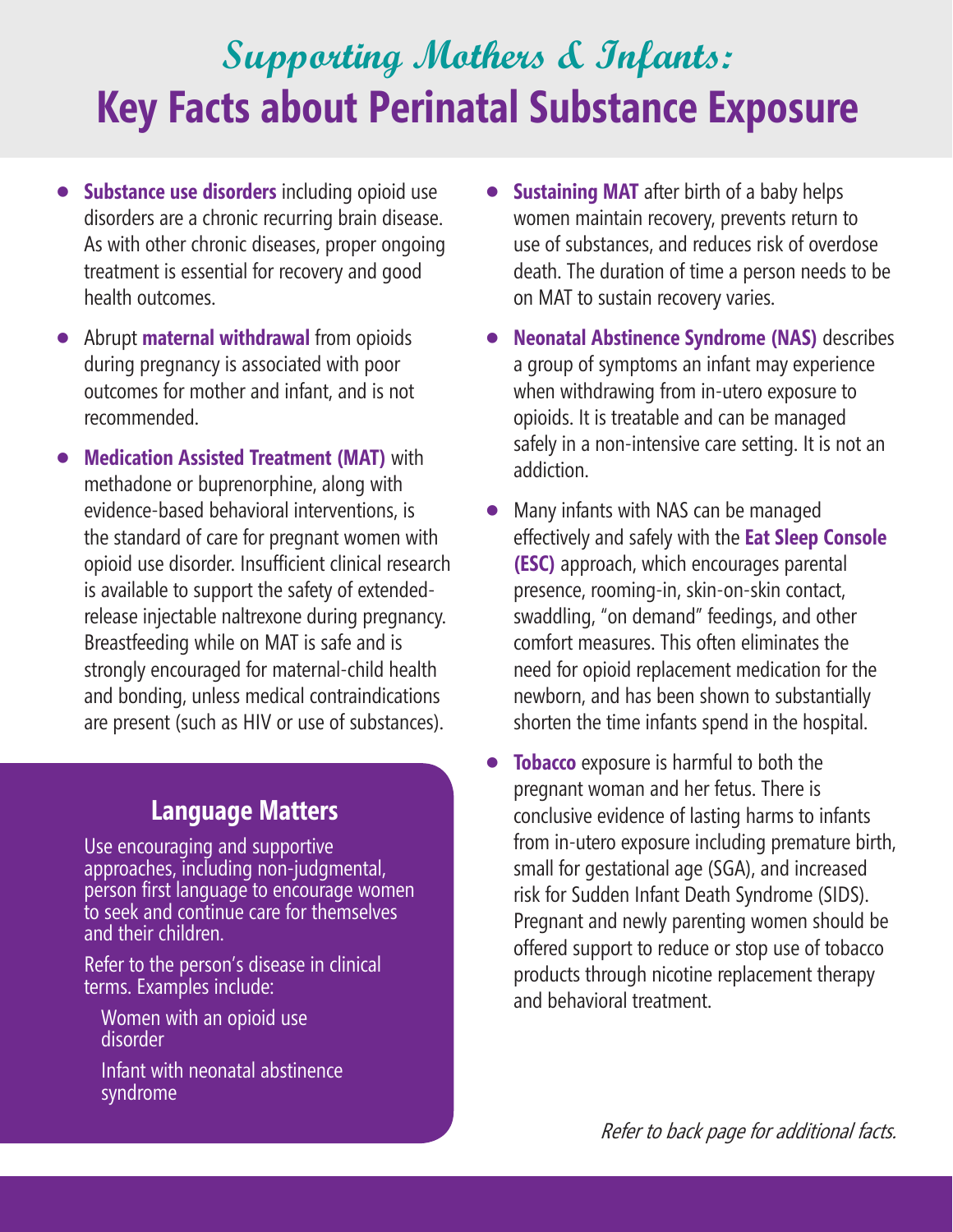# Supporting Mothers & Infants:

# Key Facts about Perinatal Substance Exposure

- **Substance use disorders** including opioid use disorders are a chronic recurring brain disease. As with other chronic diseases, proper ongoing treatment is essential for recovery and good health outcomes.
- Abrupt **maternal withdrawal** from opioids during pregnancy is associated with poor outcomes for mother and infant, and is not recommended.
- **Medication Assisted Treatment (MAT)** with methadone or buprenorphine, along with evidence-based behavioral interventions, is the standard of care for pregnant women with opioid use disorder. Insufficient clinical research is available to support the safety of extended-release injectable naltrexone during pregnancy. Breastfeeding while on MAT is safe and is strongly encouraged for maternal-child health and bonding, unless medical contraindications are present (such as HIV or use of substances).

## Language Matters

Use encouraging and supportive approaches, including non-judgmental, person first language to encourage women to seek and continue care for themselves and their children.

Refer to the person's disease in clinical terms. Examples include:

Women with an opioid use disorder

Infant with neonatal abstinence syndrome

- **Sustaining MAT** after birth of a baby helps women maintain recovery, prevents return to use of substances, and reduces risk of overdose death. The duration of time a person needs to be on MAT to sustain recovery varies.
- **Neonatal Abstinence Syndrome (NAS)** describes a group of symptoms an infant may experience when withdrawing from in-utero exposure to opioids. It is treatable and can be managed safely in a non-intensive care setting. It is not an addiction.
- Many infants with NAS can be managed effectively and safely with the **Eat Sleep Console (ESC)** approach, which encourages parental presence, rooming-in, skin-on-skin contact, swaddling, "on demand" feedings, and other comfort measures. This often eliminates the need for opioid replacement medication for the newborn, and has been shown to substantially shorten the time infants spend in the hospital.
- **Tobacco** exposure is harmful to both the pregnant woman and her fetus. There is conclusive evidence of lasting harms to infants from in-utero exposure including premature birth, small for gestational age (SGA), and increased risk for Sudden Infant Death Syndrome (SIDS). Pregnant and newly parenting women should be offered support to reduce or stop use of tobacco products through nicotine replacement therapy and behavioral treatment.

*Refer to back page for additional facts.*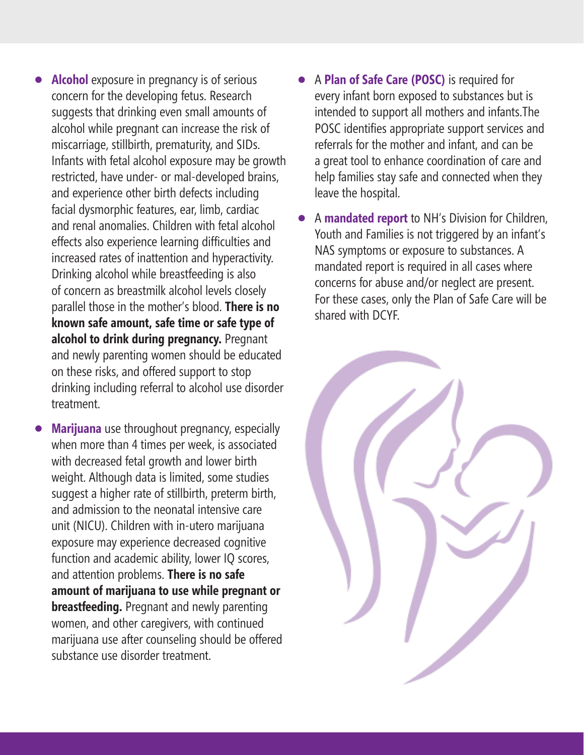- **Alcohol** exposure in pregnancy is of serious concern for the developing fetus. Research suggests that drinking even small amounts of alcohol while pregnant can increase the risk of miscarriage, stillbirth, prematurity, and SIDs. Infants with fetal alcohol exposure may be growth restricted, have under- or mal-developed brains, and experience other birth defects including facial dysmorphic features, ear, limb, cardiac and renal anomalies. Children with fetal alcohol effects also experience learning difficulties and increased rates of inattention and hyperactivity. Drinking alcohol while breastfeeding is also of concern as breastmilk alcohol levels closely parallel those in the mother's blood. **There is no known safe amount, safe time or safe type of alcohol to drink during pregnancy.** Pregnant and newly parenting women should be educated on these risks, and offered support to stop drinking including referral to alcohol use disorder treatment.
- **Marijuana** use throughout pregnancy, especially when more than 4 times per week, is associated with decreased fetal growth and lower birth weight. Although data is limited, some studies suggest a higher rate of stillbirth, preterm birth, and admission to the neonatal intensive care unit (NICU). Children with in-utero marijuana exposure may experience decreased cognitive function and academic ability, lower IQ scores, and attention problems. **There is no safe amount of marijuana to use while pregnant or breastfeeding.** Pregnant and newly parenting women, and other caregivers, with continued marijuana use after counseling should be offered substance use disorder treatment.
- A **Plan of Safe Care (POSC)** is required for every infant born exposed to substances but is intended to support all mothers and infants.The POSC identifies appropriate support services and referrals for the mother and infant, and can be a great tool to enhance coordination of care and help families stay safe and connected when they leave the hospital.
- A **mandated report** to NH's Division for Children, Youth and Families is not triggered by an infant's NAS symptoms or exposure to substances. A mandated report is required in all cases where concerns for abuse and/or neglect are present. For these cases, only the Plan of Safe Care will be shared with DCYF.